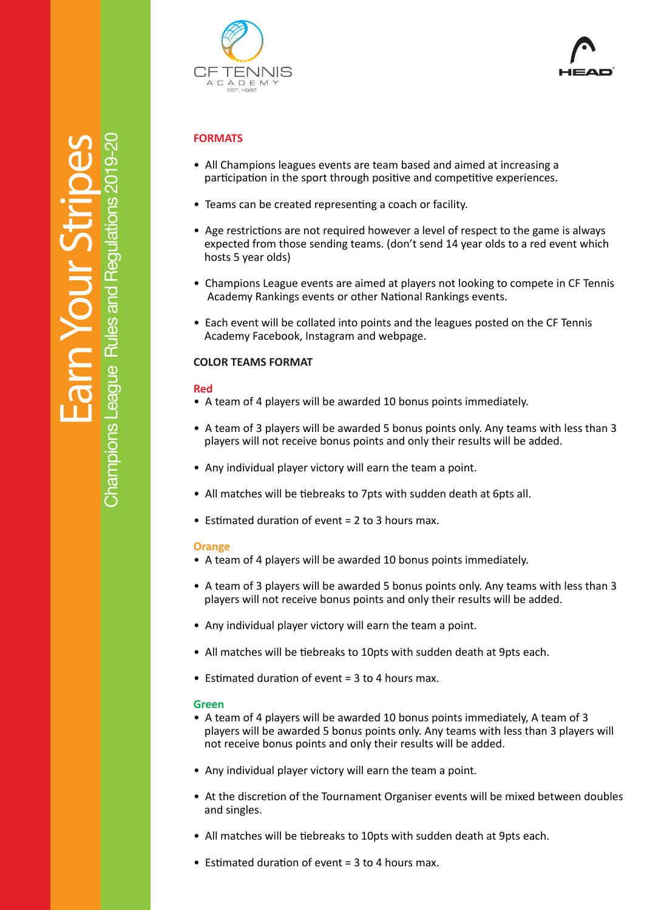# Earn Your Stripes

## Champions League Rules and Regulations 2019-20

CF TENNIS ACADEMY EST. 1997

HEAD

## FORMATS

- All Champions leagues events are team based and aimed at increasing a participation in the sport through positive and competitive experiences.
- Teams can be created representing a coach or facility.
- Age restrictions are not required however a level of respect to the game is always expected from those sending teams. (don't send 14 year olds to a red event which hosts 5 year olds)
- Champions League events are aimed at players not looking to compete in CF Tennis Academy Rankings events or other National Rankings events.
- Each event will be collated into points and the leagues posted on the CF Tennis Academy Facebook, Instagram and webpage.

### COLOR TEAMS FORMAT

**Red**

- A team of 4 players will be awarded 10 bonus points immediately.
- A team of 3 players will be awarded 5 bonus points only. Any teams with less than 3 players will not receive bonus points and only their results will be added.
- Any individual player victory will earn the team a point.
- All matches will be tiebreaks to 7pts with sudden death at 6pts all.
- Estimated duration of event = 2 to 3 hours max.

**Orange**

- A team of 4 players will be awarded 10 bonus points immediately.
- A team of 3 players will be awarded 5 bonus points only. Any teams with less than 3 players will not receive bonus points and only their results will be added.
- Any individual player victory will earn the team a point.
- All matches will be tiebreaks to 10pts with sudden death at 9pts each.
- Estimated duration of event = 3 to 4 hours max.

**Green**

- A team of 4 players will be awarded 10 bonus points immediately, A team of 3 players will be awarded 5 bonus points only. Any teams with less than 3 players will not receive bonus points and only their results will be added.
- Any individual player victory will earn the team a point.
- At the discretion of the Tournament Organiser events will be mixed between doubles and singles.
- All matches will be tiebreaks to 10pts with sudden death at 9pts each.
- Estimated duration of event = 3 to 4 hours max.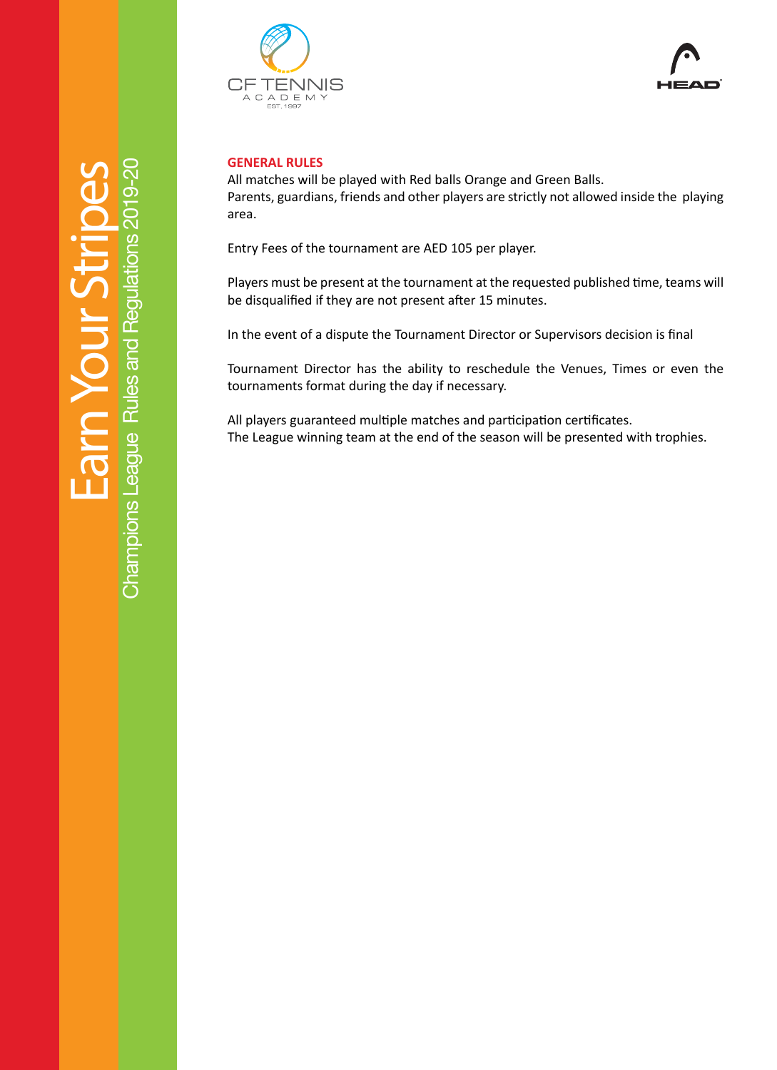## GENERAL RULES

All matches will be played with Red balls Orange and Green Balls.
Parents, guardians, friends and other players are strictly not allowed inside the playing area.

Entry Fees of the tournament are AED 105 per player.

Players must be present at the tournament at the requested published time, teams will be disqualified if they are not present after 15 minutes.

In the event of a dispute the Tournament Director or Supervisors decision is final

Tournament Director has the ability to reschedule the Venues, Times or even the tournaments format during the day if necessary.

All players guaranteed multiple matches and participation certificates.
The League winning team at the end of the season will be presented with trophies.